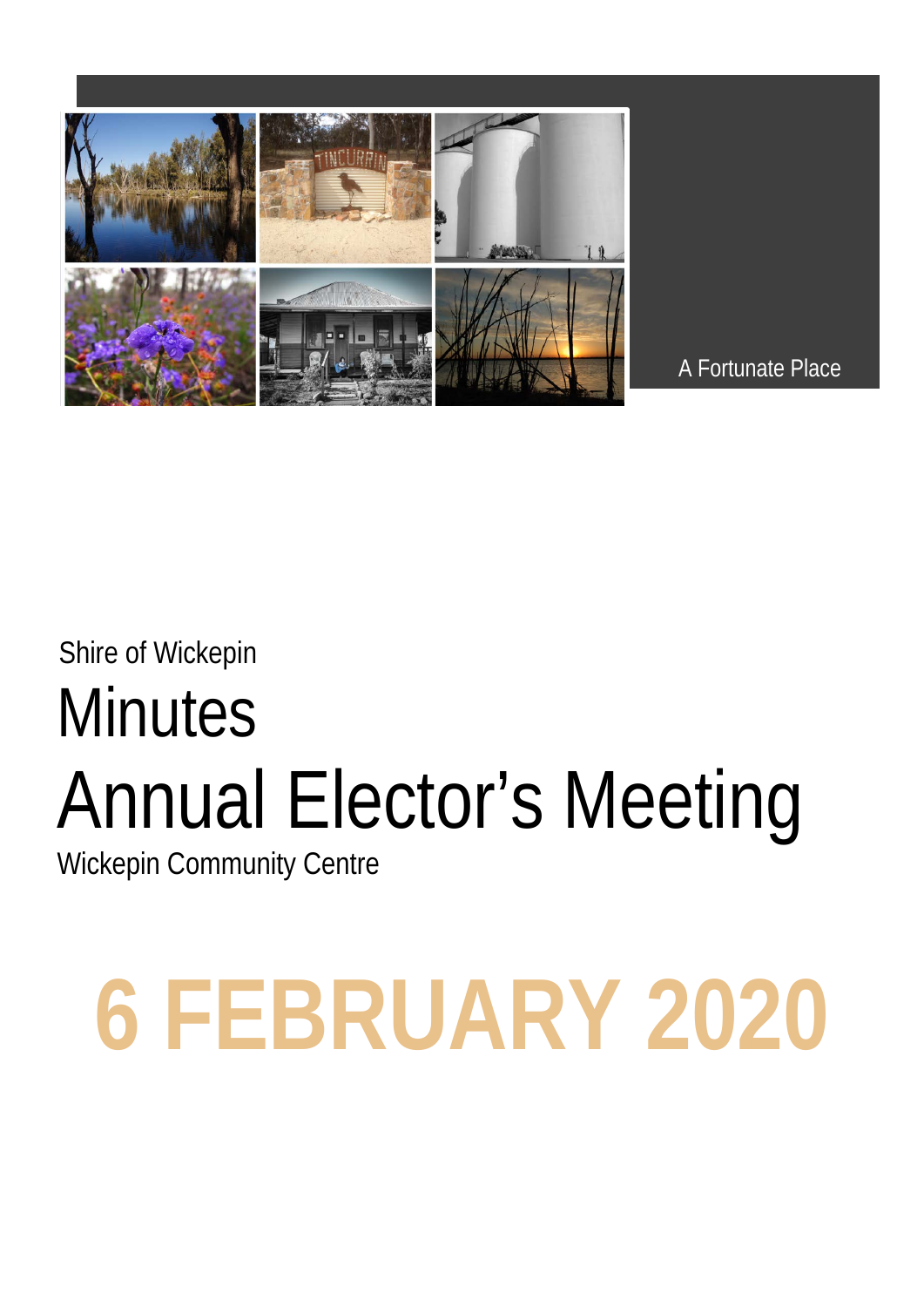A Fortunate Place

Shire of Wickepin

# Minutes

# Annual Elector's Meeting

Wickepin Community Centre

# 6 FEBRUARY 2020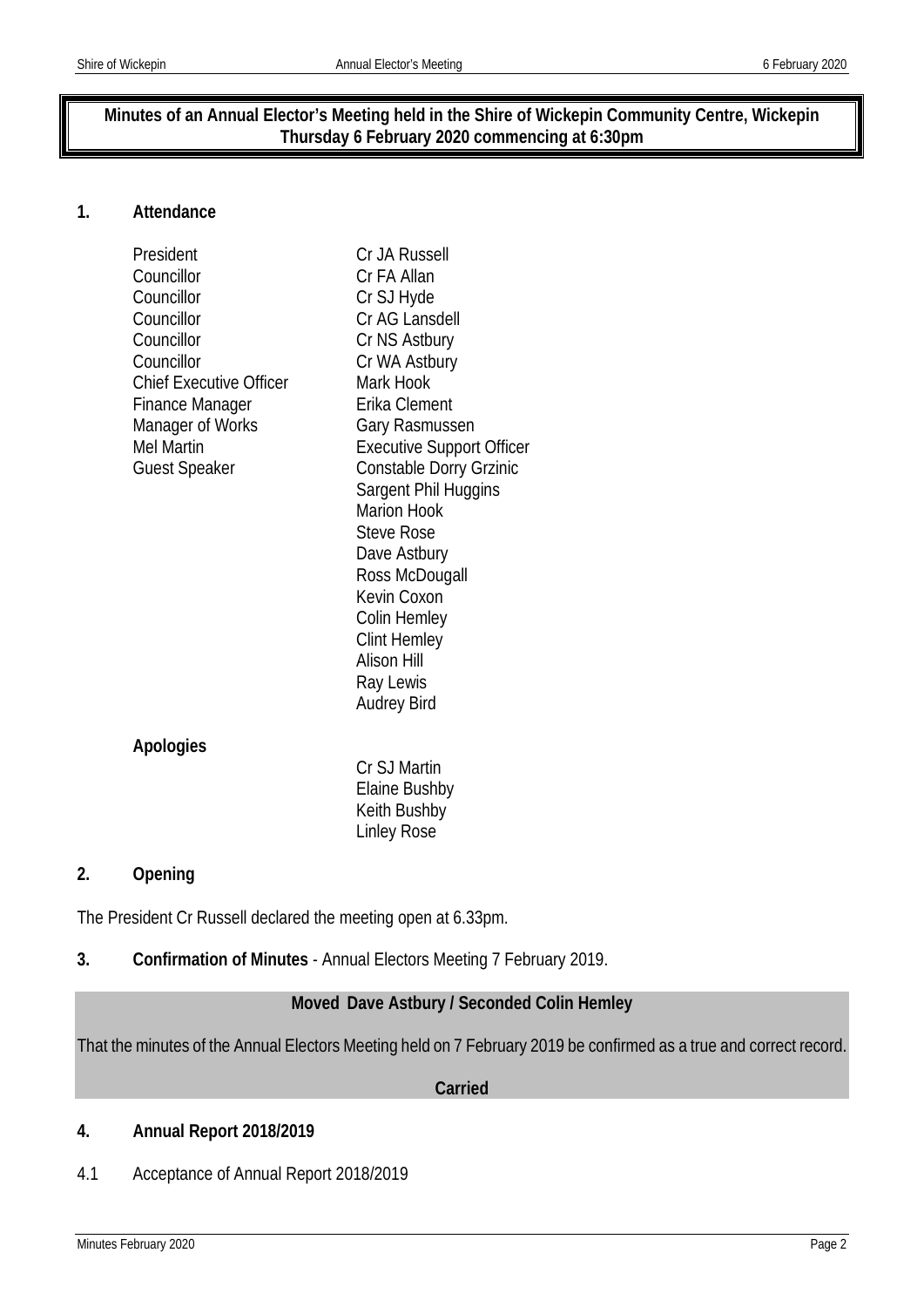# Minutes of an Annual Elector's Meeting held in the Shire of Wickepin Community Centre, Wickepin Thursday 6 February 2020 commencing at 6:30pm

## 1. Attendance

| | |
|---|---|
| President | Cr JA Russell |
| Councillor | Cr FA Allan |
| Councillor | Cr SJ Hyde |
| Councillor | Cr AG Lansdell |
| Councillor | Cr NS Astbury |
| Councillor | Cr WA Astbury |
| Chief Executive Officer | Mark Hook |
| Finance Manager | Erika Clement |
| Manager of Works | Gary Rasmussen |
| Mel Martin | Executive Support Officer |
| Guest Speaker | Constable Dorry Grzinic |
| | Sargent Phil Huggins |
| | Marion Hook |
| | Steve Rose |
| | Dave Astbury |
| | Ross McDougall |
| | Kevin Coxon |
| | Colin Hemley |
| | Clint Hemley |
| | Alison Hill |
| | Ray Lewis |
| | Audrey Bird |

**Apologies**

Cr SJ Martin
Elaine Bushby
Keith Bushby
Linley Rose

## 2. Opening

The President Cr Russell declared the meeting open at 6.33pm.

## 3. Confirmation of Minutes - Annual Electors Meeting 7 February 2019.

**Moved Dave Astbury / Seconded Colin Hemley**

That the minutes of the Annual Electors Meeting held on 7 February 2019 be confirmed as a true and correct record.

**Carried**

## 4. Annual Report 2018/2019

4.1 Acceptance of Annual Report 2018/2019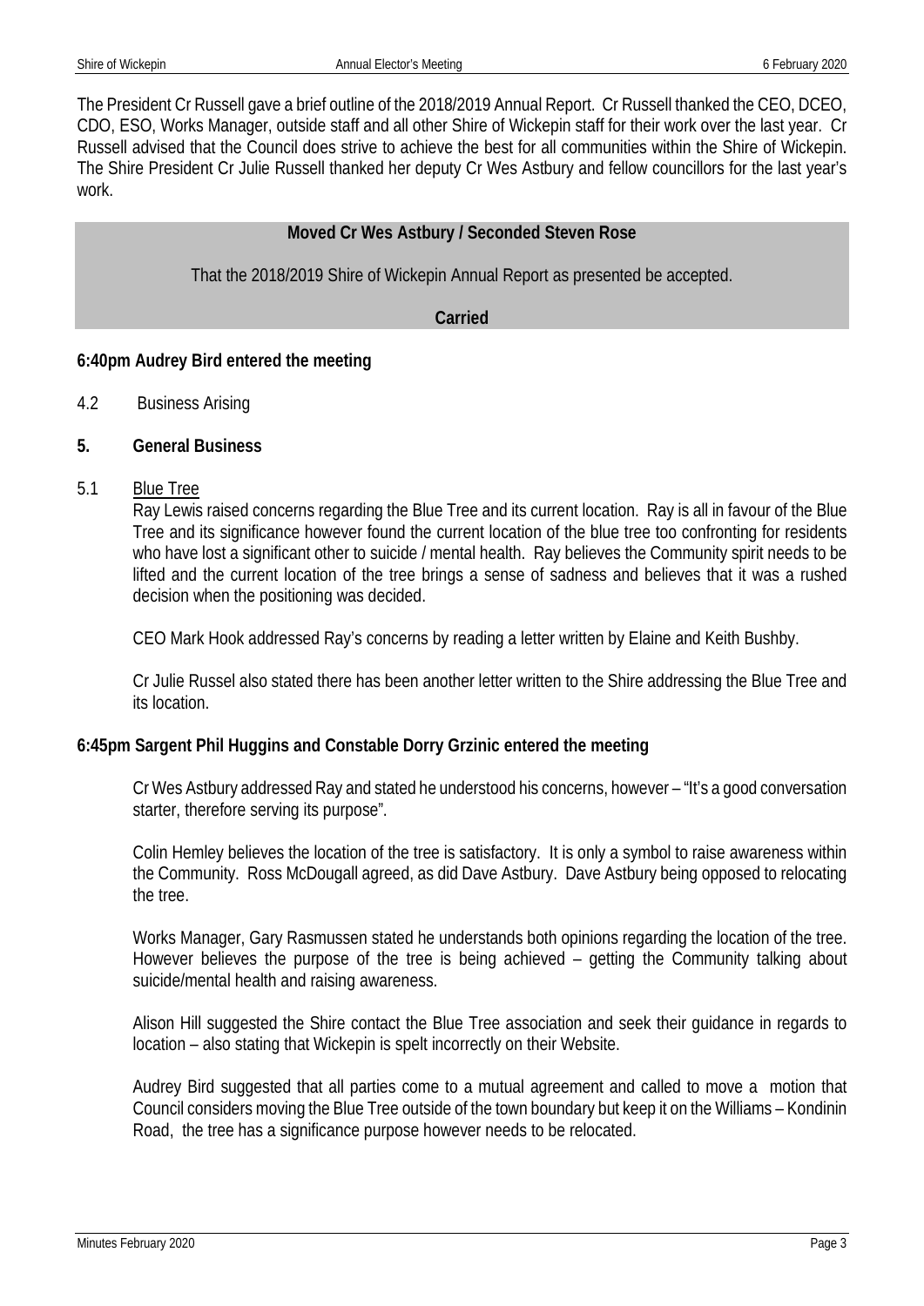The President Cr Russell gave a brief outline of the 2018/2019 Annual Report. Cr Russell thanked the CEO, DCEO, CDO, ESO, Works Manager, outside staff and all other Shire of Wickepin staff for their work over the last year. Cr Russell advised that the Council does strive to achieve the best for all communities within the Shire of Wickepin. The Shire President Cr Julie Russell thanked her deputy Cr Wes Astbury and fellow councillors for the last year's work.

**Moved Cr Wes Astbury / Seconded Steven Rose**

That the 2018/2019 Shire of Wickepin Annual Report as presented be accepted.

**Carried**

**6:40pm Audrey Bird entered the meeting**

4.2 Business Arising

**5. General Business**

5.1 Blue Tree

Ray Lewis raised concerns regarding the Blue Tree and its current location. Ray is all in favour of the Blue Tree and its significance however found the current location of the blue tree too confronting for residents who have lost a significant other to suicide / mental health. Ray believes the Community spirit needs to be lifted and the current location of the tree brings a sense of sadness and believes that it was a rushed decision when the positioning was decided.

CEO Mark Hook addressed Ray's concerns by reading a letter written by Elaine and Keith Bushby.

Cr Julie Russel also stated there has been another letter written to the Shire addressing the Blue Tree and its location.

**6:45pm Sargent Phil Huggins and Constable Dorry Grzinic entered the meeting**

Cr Wes Astbury addressed Ray and stated he understood his concerns, however – "It's a good conversation starter, therefore serving its purpose".

Colin Hemley believes the location of the tree is satisfactory. It is only a symbol to raise awareness within the Community. Ross McDougall agreed, as did Dave Astbury. Dave Astbury being opposed to relocating the tree.

Works Manager, Gary Rasmussen stated he understands both opinions regarding the location of the tree. However believes the purpose of the tree is being achieved – getting the Community talking about suicide/mental health and raising awareness.

Alison Hill suggested the Shire contact the Blue Tree association and seek their guidance in regards to location – also stating that Wickepin is spelt incorrectly on their Website.

Audrey Bird suggested that all parties come to a mutual agreement and called to move a motion that Council considers moving the Blue Tree outside of the town boundary but keep it on the Williams – Kondinin Road, the tree has a significance purpose however needs to be relocated.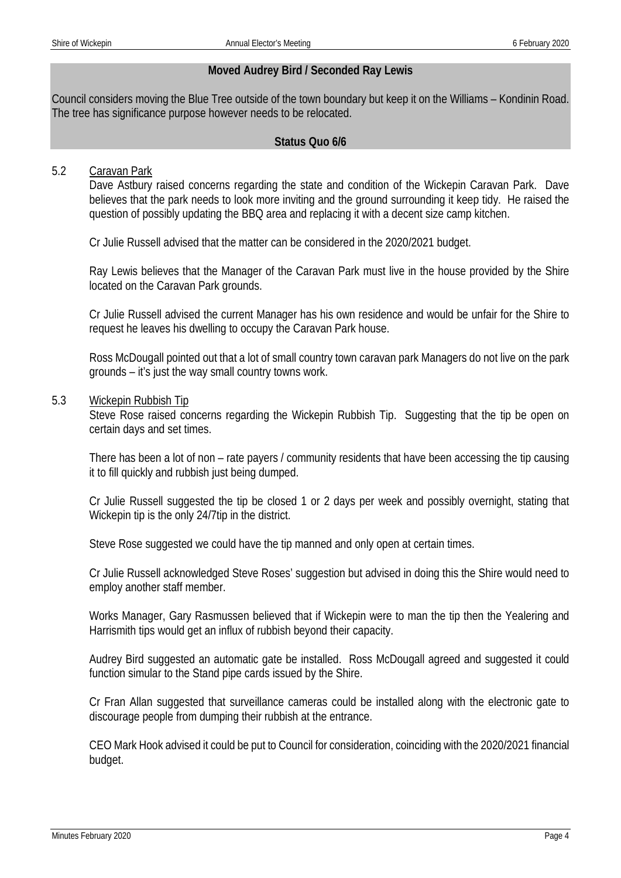**Moved Audrey Bird / Seconded Ray Lewis**

Council considers moving the Blue Tree outside of the town boundary but keep it on the Williams – Kondinin Road. The tree has significance purpose however needs to be relocated.

**Status Quo 6/6**

5.2 Caravan Park

Dave Astbury raised concerns regarding the state and condition of the Wickepin Caravan Park. Dave believes that the park needs to look more inviting and the ground surrounding it keep tidy. He raised the question of possibly updating the BBQ area and replacing it with a decent size camp kitchen.

Cr Julie Russell advised that the matter can be considered in the 2020/2021 budget.

Ray Lewis believes that the Manager of the Caravan Park must live in the house provided by the Shire located on the Caravan Park grounds.

Cr Julie Russell advised the current Manager has his own residence and would be unfair for the Shire to request he leaves his dwelling to occupy the Caravan Park house.

Ross McDougall pointed out that a lot of small country town caravan park Managers do not live on the park grounds – it's just the way small country towns work.

5.3 Wickepin Rubbish Tip

Steve Rose raised concerns regarding the Wickepin Rubbish Tip. Suggesting that the tip be open on certain days and set times.

There has been a lot of non – rate payers / community residents that have been accessing the tip causing it to fill quickly and rubbish just being dumped.

Cr Julie Russell suggested the tip be closed 1 or 2 days per week and possibly overnight, stating that Wickepin tip is the only 24/7tip in the district.

Steve Rose suggested we could have the tip manned and only open at certain times.

Cr Julie Russell acknowledged Steve Roses' suggestion but advised in doing this the Shire would need to employ another staff member.

Works Manager, Gary Rasmussen believed that if Wickepin were to man the tip then the Yealering and Harrismith tips would get an influx of rubbish beyond their capacity.

Audrey Bird suggested an automatic gate be installed. Ross McDougall agreed and suggested it could function simular to the Stand pipe cards issued by the Shire.

Cr Fran Allan suggested that surveillance cameras could be installed along with the electronic gate to discourage people from dumping their rubbish at the entrance.

CEO Mark Hook advised it could be put to Council for consideration, coinciding with the 2020/2021 financial budget.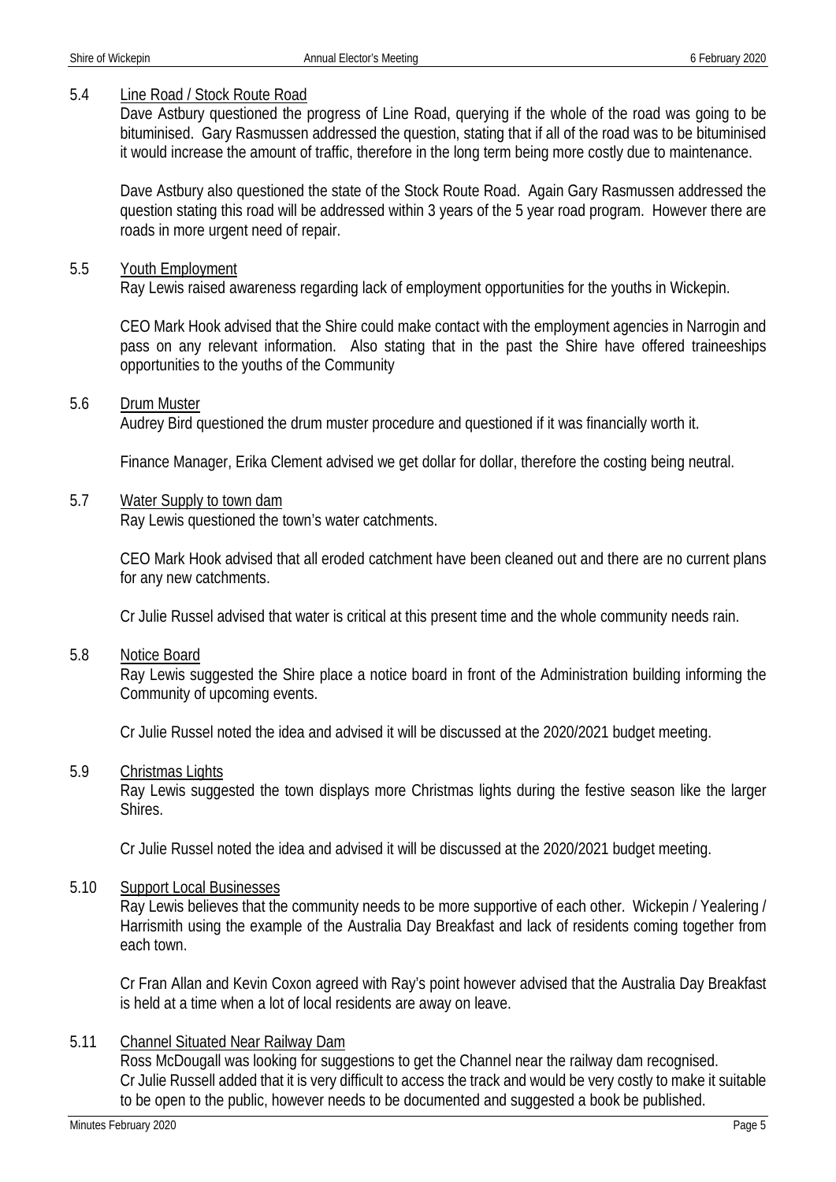5.4 Line Road / Stock Route Road

Dave Astbury questioned the progress of Line Road, querying if the whole of the road was going to be bituminised. Gary Rasmussen addressed the question, stating that if all of the road was to be bituminised it would increase the amount of traffic, therefore in the long term being more costly due to maintenance.

Dave Astbury also questioned the state of the Stock Route Road. Again Gary Rasmussen addressed the question stating this road will be addressed within 3 years of the 5 year road program. However there are roads in more urgent need of repair.

5.5 Youth Employment

Ray Lewis raised awareness regarding lack of employment opportunities for the youths in Wickepin.

CEO Mark Hook advised that the Shire could make contact with the employment agencies in Narrogin and pass on any relevant information. Also stating that in the past the Shire have offered traineeships opportunities to the youths of the Community

5.6 Drum Muster

Audrey Bird questioned the drum muster procedure and questioned if it was financially worth it.

Finance Manager, Erika Clement advised we get dollar for dollar, therefore the costing being neutral.

5.7 Water Supply to town dam

Ray Lewis questioned the town's water catchments.

CEO Mark Hook advised that all eroded catchment have been cleaned out and there are no current plans for any new catchments.

Cr Julie Russel advised that water is critical at this present time and the whole community needs rain.

5.8 Notice Board

Ray Lewis suggested the Shire place a notice board in front of the Administration building informing the Community of upcoming events.

Cr Julie Russel noted the idea and advised it will be discussed at the 2020/2021 budget meeting.

5.9 Christmas Lights

Ray Lewis suggested the town displays more Christmas lights during the festive season like the larger Shires.

Cr Julie Russel noted the idea and advised it will be discussed at the 2020/2021 budget meeting.

5.10 Support Local Businesses

Ray Lewis believes that the community needs to be more supportive of each other. Wickepin / Yealering / Harrismith using the example of the Australia Day Breakfast and lack of residents coming together from each town.

Cr Fran Allan and Kevin Coxon agreed with Ray's point however advised that the Australia Day Breakfast is held at a time when a lot of local residents are away on leave.

5.11 Channel Situated Near Railway Dam

Ross McDougall was looking for suggestions to get the Channel near the railway dam recognised.
Cr Julie Russell added that it is very difficult to access the track and would be very costly to make it suitable to be open to the public, however needs to be documented and suggested a book be published.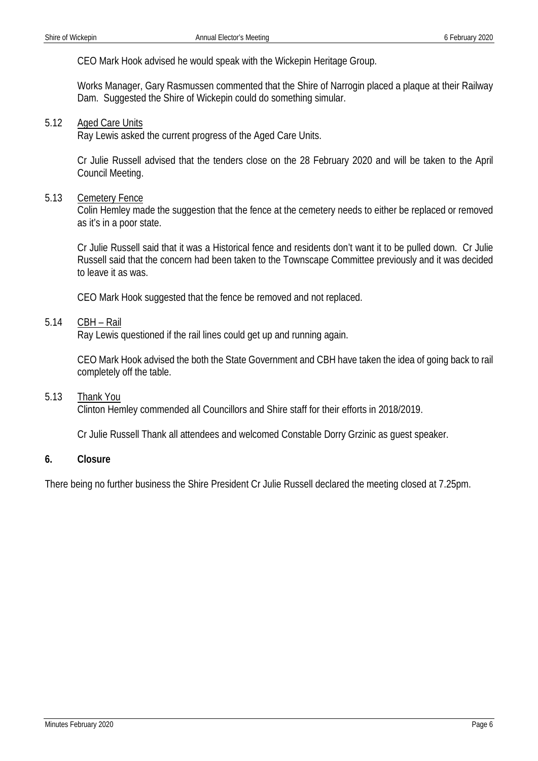CEO Mark Hook advised he would speak with the Wickepin Heritage Group.

Works Manager, Gary Rasmussen commented that the Shire of Narrogin placed a plaque at their Railway Dam. Suggested the Shire of Wickepin could do something simular.

5.12 Aged Care Units

Ray Lewis asked the current progress of the Aged Care Units.

Cr Julie Russell advised that the tenders close on the 28 February 2020 and will be taken to the April Council Meeting.

5.13 Cemetery Fence

Colin Hemley made the suggestion that the fence at the cemetery needs to either be replaced or removed as it's in a poor state.

Cr Julie Russell said that it was a Historical fence and residents don't want it to be pulled down. Cr Julie Russell said that the concern had been taken to the Townscape Committee previously and it was decided to leave it as was.

CEO Mark Hook suggested that the fence be removed and not replaced.

5.14 CBH – Rail

Ray Lewis questioned if the rail lines could get up and running again.

CEO Mark Hook advised the both the State Government and CBH have taken the idea of going back to rail completely off the table.

5.13 Thank You

Clinton Hemley commended all Councillors and Shire staff for their efforts in 2018/2019.

Cr Julie Russell Thank all attendees and welcomed Constable Dorry Grzinic as guest speaker.

## 6. Closure

There being no further business the Shire President Cr Julie Russell declared the meeting closed at 7.25pm.